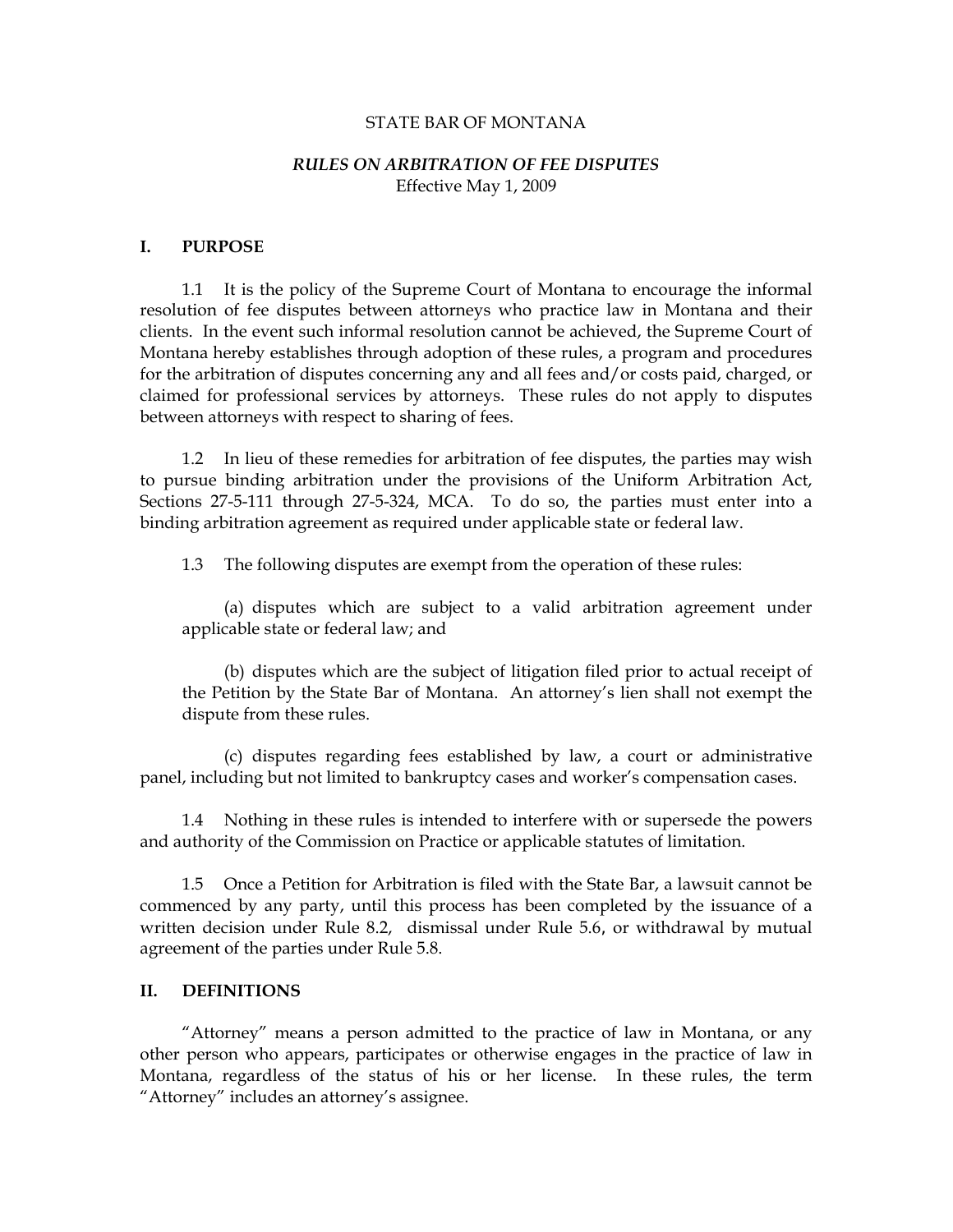STATE BAR OF MONTANA

***RULES ON ARBITRATION OF FEE DISPUTES***
Effective May 1, 2009

## I. PURPOSE

1.1 It is the policy of the Supreme Court of Montana to encourage the informal resolution of fee disputes between attorneys who practice law in Montana and their clients. In the event such informal resolution cannot be achieved, the Supreme Court of Montana hereby establishes through adoption of these rules, a program and procedures for the arbitration of disputes concerning any and all fees and/or costs paid, charged, or claimed for professional services by attorneys. These rules do not apply to disputes between attorneys with respect to sharing of fees.

1.2 In lieu of these remedies for arbitration of fee disputes, the parties may wish to pursue binding arbitration under the provisions of the Uniform Arbitration Act, Sections 27-5-111 through 27-5-324, MCA. To do so, the parties must enter into a binding arbitration agreement as required under applicable state or federal law.

1.3 The following disputes are exempt from the operation of these rules:

(a) disputes which are subject to a valid arbitration agreement under applicable state or federal law; and

(b) disputes which are the subject of litigation filed prior to actual receipt of the Petition by the State Bar of Montana. An attorney's lien shall not exempt the dispute from these rules.

(c) disputes regarding fees established by law, a court or administrative panel, including but not limited to bankruptcy cases and worker's compensation cases.

1.4 Nothing in these rules is intended to interfere with or supersede the powers and authority of the Commission on Practice or applicable statutes of limitation.

1.5 Once a Petition for Arbitration is filed with the State Bar, a lawsuit cannot be commenced by any party, until this process has been completed by the issuance of a written decision under Rule 8.2, dismissal under Rule 5.6, or withdrawal by mutual agreement of the parties under Rule 5.8.

## II. DEFINITIONS

"Attorney" means a person admitted to the practice of law in Montana, or any other person who appears, participates or otherwise engages in the practice of law in Montana, regardless of the status of his or her license. In these rules, the term "Attorney" includes an attorney's assignee.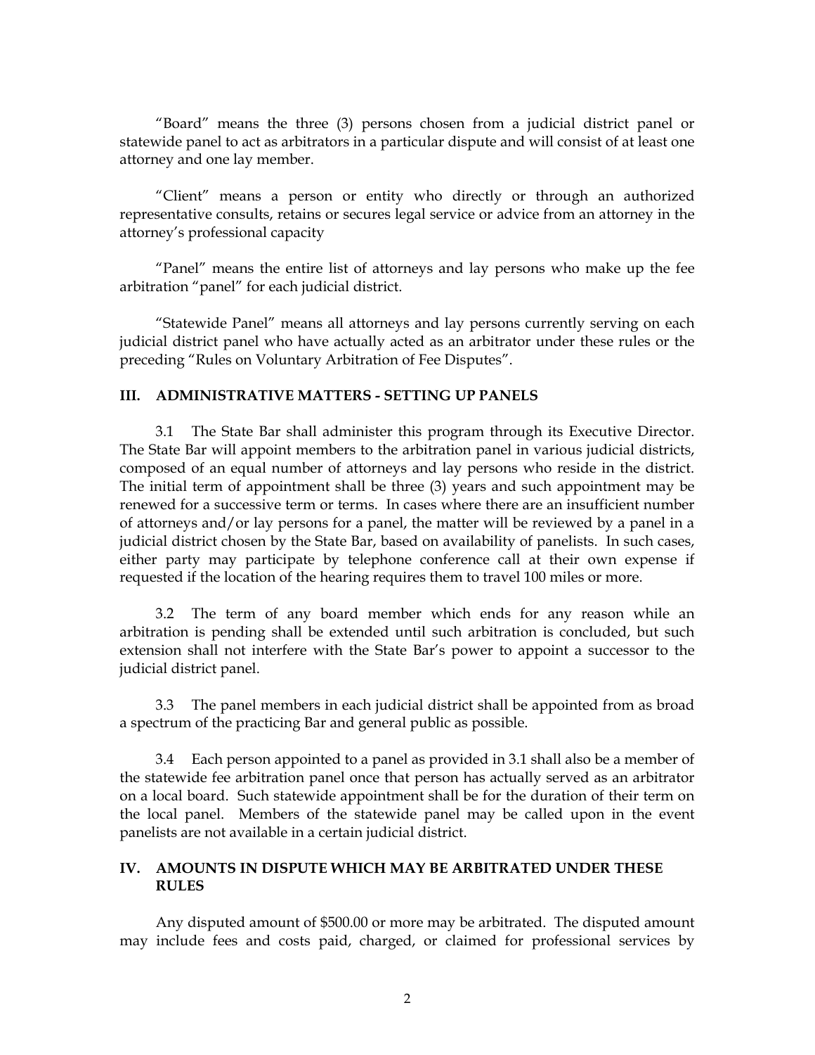"Board" means the three (3) persons chosen from a judicial district panel or statewide panel to act as arbitrators in a particular dispute and will consist of at least one attorney and one lay member.

"Client" means a person or entity who directly or through an authorized representative consults, retains or secures legal service or advice from an attorney in the attorney's professional capacity

"Panel" means the entire list of attorneys and lay persons who make up the fee arbitration "panel" for each judicial district.

"Statewide Panel" means all attorneys and lay persons currently serving on each judicial district panel who have actually acted as an arbitrator under these rules or the preceding "Rules on Voluntary Arbitration of Fee Disputes".

## III. ADMINISTRATIVE MATTERS - SETTING UP PANELS

3.1 The State Bar shall administer this program through its Executive Director. The State Bar will appoint members to the arbitration panel in various judicial districts, composed of an equal number of attorneys and lay persons who reside in the district. The initial term of appointment shall be three (3) years and such appointment may be renewed for a successive term or terms. In cases where there are an insufficient number of attorneys and/or lay persons for a panel, the matter will be reviewed by a panel in a judicial district chosen by the State Bar, based on availability of panelists. In such cases, either party may participate by telephone conference call at their own expense if requested if the location of the hearing requires them to travel 100 miles or more.

3.2 The term of any board member which ends for any reason while an arbitration is pending shall be extended until such arbitration is concluded, but such extension shall not interfere with the State Bar's power to appoint a successor to the judicial district panel.

3.3 The panel members in each judicial district shall be appointed from as broad a spectrum of the practicing Bar and general public as possible.

3.4 Each person appointed to a panel as provided in 3.1 shall also be a member of the statewide fee arbitration panel once that person has actually served as an arbitrator on a local board. Such statewide appointment shall be for the duration of their term on the local panel. Members of the statewide panel may be called upon in the event panelists are not available in a certain judicial district.

## IV. AMOUNTS IN DISPUTE WHICH MAY BE ARBITRATED UNDER THESE RULES

Any disputed amount of $500.00 or more may be arbitrated. The disputed amount may include fees and costs paid, charged, or claimed for professional services by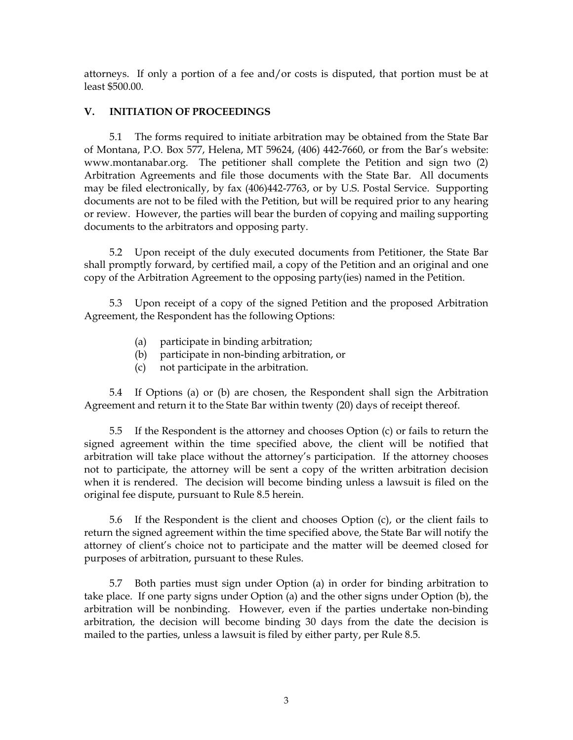attorneys. If only a portion of a fee and/or costs is disputed, that portion must be at least $500.00.

## V. INITIATION OF PROCEEDINGS

5.1 The forms required to initiate arbitration may be obtained from the State Bar of Montana, P.O. Box 577, Helena, MT 59624, (406) 442-7660, or from the Bar's website: www.montanabar.org. The petitioner shall complete the Petition and sign two (2) Arbitration Agreements and file those documents with the State Bar. All documents may be filed electronically, by fax (406)442-7763, or by U.S. Postal Service. Supporting documents are not to be filed with the Petition, but will be required prior to any hearing or review. However, the parties will bear the burden of copying and mailing supporting documents to the arbitrators and opposing party.

5.2 Upon receipt of the duly executed documents from Petitioner, the State Bar shall promptly forward, by certified mail, a copy of the Petition and an original and one copy of the Arbitration Agreement to the opposing party(ies) named in the Petition.

5.3 Upon receipt of a copy of the signed Petition and the proposed Arbitration Agreement, the Respondent has the following Options:

- (a) participate in binding arbitration;
- (b) participate in non-binding arbitration, or
- (c) not participate in the arbitration.

5.4 If Options (a) or (b) are chosen, the Respondent shall sign the Arbitration Agreement and return it to the State Bar within twenty (20) days of receipt thereof.

5.5 If the Respondent is the attorney and chooses Option (c) or fails to return the signed agreement within the time specified above, the client will be notified that arbitration will take place without the attorney's participation. If the attorney chooses not to participate, the attorney will be sent a copy of the written arbitration decision when it is rendered. The decision will become binding unless a lawsuit is filed on the original fee dispute, pursuant to Rule 8.5 herein.

5.6 If the Respondent is the client and chooses Option (c), or the client fails to return the signed agreement within the time specified above, the State Bar will notify the attorney of client's choice not to participate and the matter will be deemed closed for purposes of arbitration, pursuant to these Rules.

5.7 Both parties must sign under Option (a) in order for binding arbitration to take place. If one party signs under Option (a) and the other signs under Option (b), the arbitration will be nonbinding. However, even if the parties undertake non-binding arbitration, the decision will become binding 30 days from the date the decision is mailed to the parties, unless a lawsuit is filed by either party, per Rule 8.5.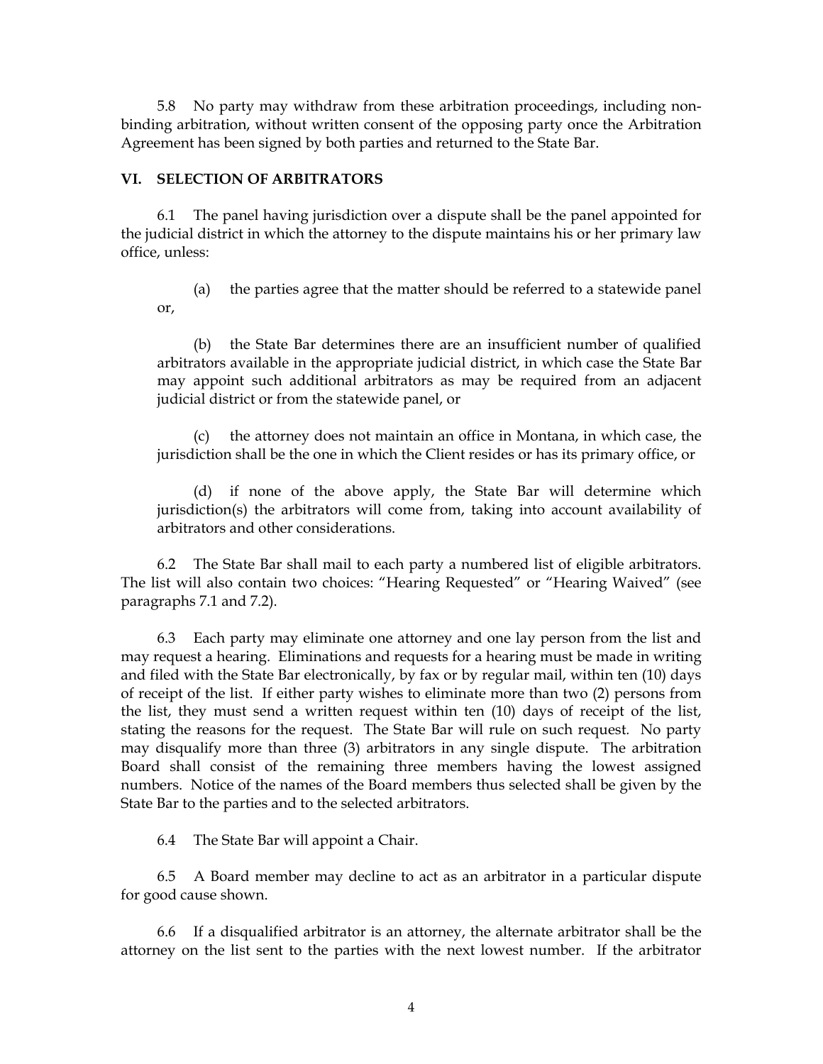5.8 No party may withdraw from these arbitration proceedings, including non-binding arbitration, without written consent of the opposing party once the Arbitration Agreement has been signed by both parties and returned to the State Bar.

## VI. SELECTION OF ARBITRATORS

6.1 The panel having jurisdiction over a dispute shall be the panel appointed for the judicial district in which the attorney to the dispute maintains his or her primary law office, unless:

(a) the parties agree that the matter should be referred to a statewide panel or,

(b) the State Bar determines there are an insufficient number of qualified arbitrators available in the appropriate judicial district, in which case the State Bar may appoint such additional arbitrators as may be required from an adjacent judicial district or from the statewide panel, or

(c) the attorney does not maintain an office in Montana, in which case, the jurisdiction shall be the one in which the Client resides or has its primary office, or

(d) if none of the above apply, the State Bar will determine which jurisdiction(s) the arbitrators will come from, taking into account availability of arbitrators and other considerations.

6.2 The State Bar shall mail to each party a numbered list of eligible arbitrators. The list will also contain two choices: "Hearing Requested" or "Hearing Waived" (see paragraphs 7.1 and 7.2).

6.3 Each party may eliminate one attorney and one lay person from the list and may request a hearing. Eliminations and requests for a hearing must be made in writing and filed with the State Bar electronically, by fax or by regular mail, within ten (10) days of receipt of the list. If either party wishes to eliminate more than two (2) persons from the list, they must send a written request within ten (10) days of receipt of the list, stating the reasons for the request. The State Bar will rule on such request. No party may disqualify more than three (3) arbitrators in any single dispute. The arbitration Board shall consist of the remaining three members having the lowest assigned numbers. Notice of the names of the Board members thus selected shall be given by the State Bar to the parties and to the selected arbitrators.

6.4 The State Bar will appoint a Chair.

6.5 A Board member may decline to act as an arbitrator in a particular dispute for good cause shown.

6.6 If a disqualified arbitrator is an attorney, the alternate arbitrator shall be the attorney on the list sent to the parties with the next lowest number. If the arbitrator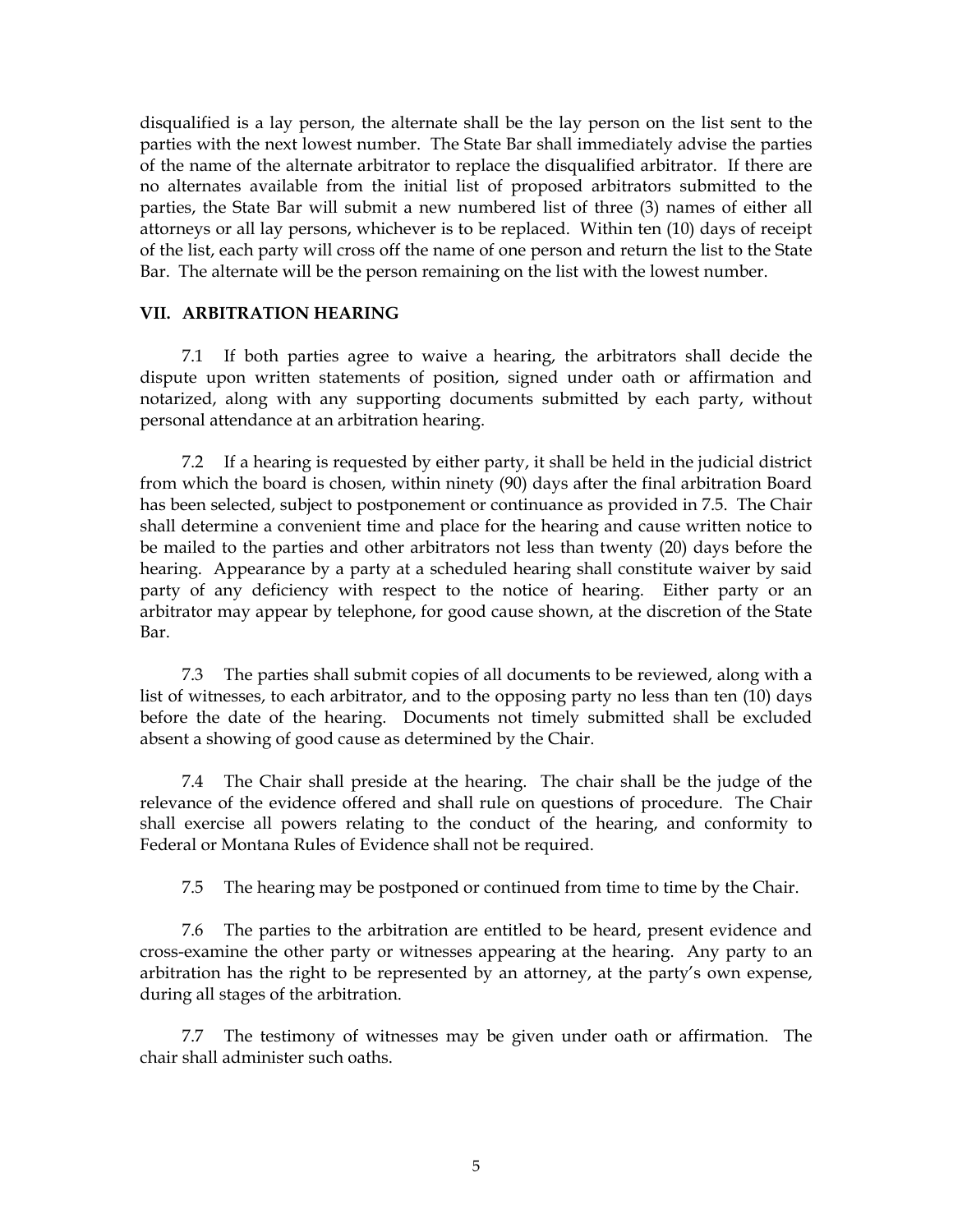disqualified is a lay person, the alternate shall be the lay person on the list sent to the parties with the next lowest number. The State Bar shall immediately advise the parties of the name of the alternate arbitrator to replace the disqualified arbitrator. If there are no alternates available from the initial list of proposed arbitrators submitted to the parties, the State Bar will submit a new numbered list of three (3) names of either all attorneys or all lay persons, whichever is to be replaced. Within ten (10) days of receipt of the list, each party will cross off the name of one person and return the list to the State Bar. The alternate will be the person remaining on the list with the lowest number.

## VII. ARBITRATION HEARING

7.1 If both parties agree to waive a hearing, the arbitrators shall decide the dispute upon written statements of position, signed under oath or affirmation and notarized, along with any supporting documents submitted by each party, without personal attendance at an arbitration hearing.

7.2 If a hearing is requested by either party, it shall be held in the judicial district from which the board is chosen, within ninety (90) days after the final arbitration Board has been selected, subject to postponement or continuance as provided in 7.5. The Chair shall determine a convenient time and place for the hearing and cause written notice to be mailed to the parties and other arbitrators not less than twenty (20) days before the hearing. Appearance by a party at a scheduled hearing shall constitute waiver by said party of any deficiency with respect to the notice of hearing. Either party or an arbitrator may appear by telephone, for good cause shown, at the discretion of the State Bar.

7.3 The parties shall submit copies of all documents to be reviewed, along with a list of witnesses, to each arbitrator, and to the opposing party no less than ten (10) days before the date of the hearing. Documents not timely submitted shall be excluded absent a showing of good cause as determined by the Chair.

7.4 The Chair shall preside at the hearing. The chair shall be the judge of the relevance of the evidence offered and shall rule on questions of procedure. The Chair shall exercise all powers relating to the conduct of the hearing, and conformity to Federal or Montana Rules of Evidence shall not be required.

7.5 The hearing may be postponed or continued from time to time by the Chair.

7.6 The parties to the arbitration are entitled to be heard, present evidence and cross-examine the other party or witnesses appearing at the hearing. Any party to an arbitration has the right to be represented by an attorney, at the party's own expense, during all stages of the arbitration.

7.7 The testimony of witnesses may be given under oath or affirmation. The chair shall administer such oaths.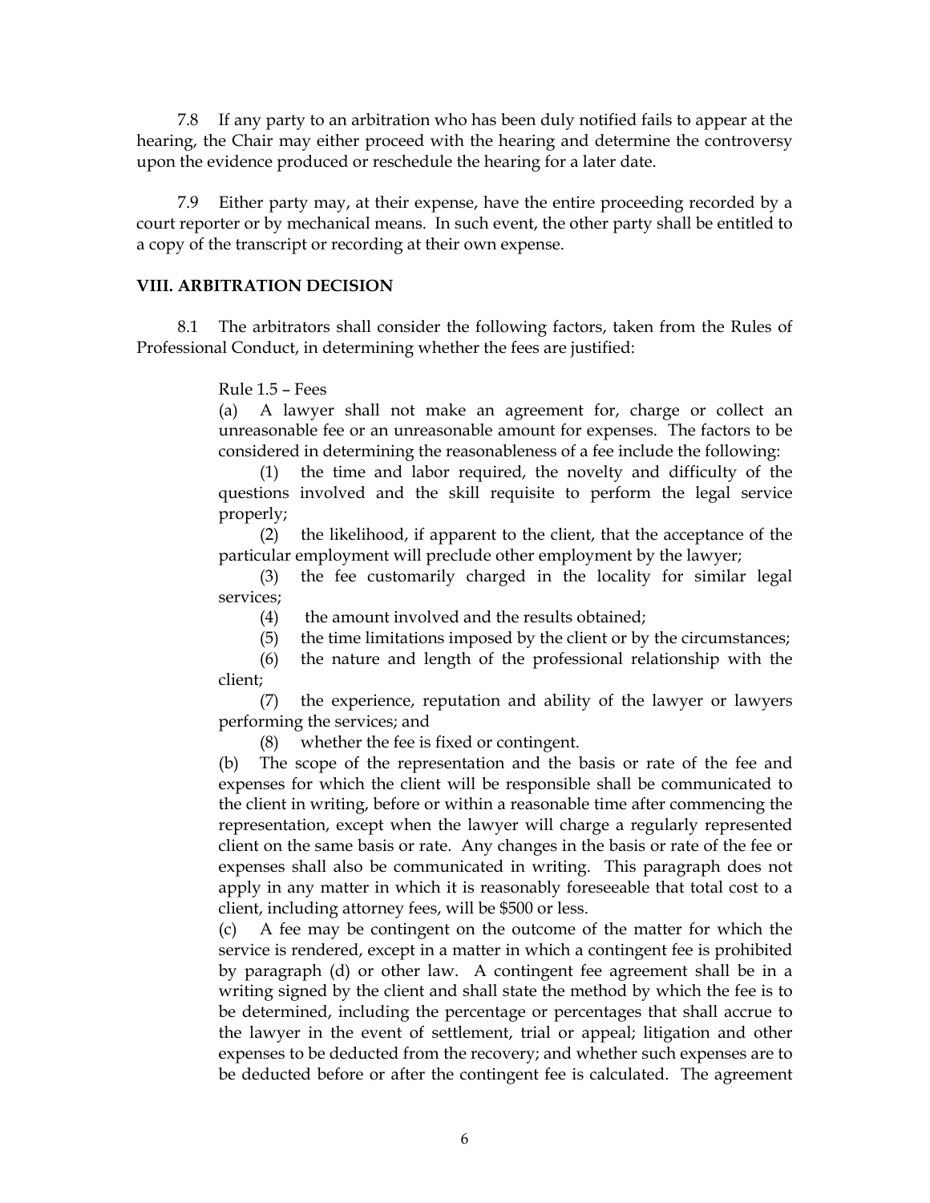7.8 If any party to an arbitration who has been duly notified fails to appear at the hearing, the Chair may either proceed with the hearing and determine the controversy upon the evidence produced or reschedule the hearing for a later date.

7.9 Either party may, at their expense, have the entire proceeding recorded by a court reporter or by mechanical means. In such event, the other party shall be entitled to a copy of the transcript or recording at their own expense.

**VIII. ARBITRATION DECISION**

8.1 The arbitrators shall consider the following factors, taken from the Rules of Professional Conduct, in determining whether the fees are justified:

> Rule 1.5 – Fees
>
> (a) A lawyer shall not make an agreement for, charge or collect an unreasonable fee or an unreasonable amount for expenses. The factors to be considered in determining the reasonableness of a fee include the following:
>
> (1) the time and labor required, the novelty and difficulty of the questions involved and the skill requisite to perform the legal service properly;
>
> (2) the likelihood, if apparent to the client, that the acceptance of the particular employment will preclude other employment by the lawyer;
>
> (3) the fee customarily charged in the locality for similar legal services;
>
> (4) the amount involved and the results obtained;
>
> (5) the time limitations imposed by the client or by the circumstances;
>
> (6) the nature and length of the professional relationship with the client;
>
> (7) the experience, reputation and ability of the lawyer or lawyers performing the services; and
>
> (8) whether the fee is fixed or contingent.
>
> (b) The scope of the representation and the basis or rate of the fee and expenses for which the client will be responsible shall be communicated to the client in writing, before or within a reasonable time after commencing the representation, except when the lawyer will charge a regularly represented client on the same basis or rate. Any changes in the basis or rate of the fee or expenses shall also be communicated in writing. This paragraph does not apply in any matter in which it is reasonably foreseeable that total cost to a client, including attorney fees, will be $500 or less.
>
> (c) A fee may be contingent on the outcome of the matter for which the service is rendered, except in a matter in which a contingent fee is prohibited by paragraph (d) or other law. A contingent fee agreement shall be in a writing signed by the client and shall state the method by which the fee is to be determined, including the percentage or percentages that shall accrue to the lawyer in the event of settlement, trial or appeal; litigation and other expenses to be deducted from the recovery; and whether such expenses are to be deducted before or after the contingent fee is calculated. The agreement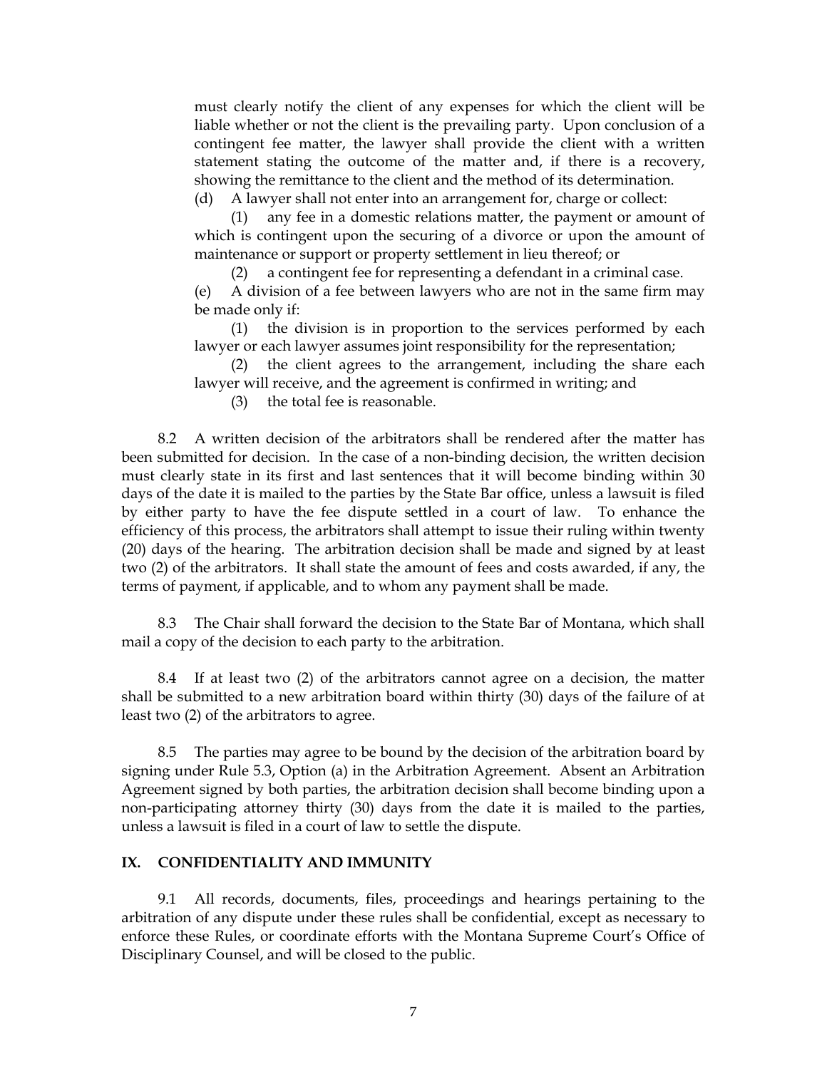must clearly notify the client of any expenses for which the client will be liable whether or not the client is the prevailing party. Upon conclusion of a contingent fee matter, the lawyer shall provide the client with a written statement stating the outcome of the matter and, if there is a recovery, showing the remittance to the client and the method of its determination.

(d) A lawyer shall not enter into an arrangement for, charge or collect:

(1) any fee in a domestic relations matter, the payment or amount of which is contingent upon the securing of a divorce or upon the amount of maintenance or support or property settlement in lieu thereof; or

(2) a contingent fee for representing a defendant in a criminal case.

(e) A division of a fee between lawyers who are not in the same firm may be made only if:

(1) the division is in proportion to the services performed by each lawyer or each lawyer assumes joint responsibility for the representation;

(2) the client agrees to the arrangement, including the share each lawyer will receive, and the agreement is confirmed in writing; and

(3) the total fee is reasonable.

8.2 A written decision of the arbitrators shall be rendered after the matter has been submitted for decision. In the case of a non-binding decision, the written decision must clearly state in its first and last sentences that it will become binding within 30 days of the date it is mailed to the parties by the State Bar office, unless a lawsuit is filed by either party to have the fee dispute settled in a court of law. To enhance the efficiency of this process, the arbitrators shall attempt to issue their ruling within twenty (20) days of the hearing. The arbitration decision shall be made and signed by at least two (2) of the arbitrators. It shall state the amount of fees and costs awarded, if any, the terms of payment, if applicable, and to whom any payment shall be made.

8.3 The Chair shall forward the decision to the State Bar of Montana, which shall mail a copy of the decision to each party to the arbitration.

8.4 If at least two (2) of the arbitrators cannot agree on a decision, the matter shall be submitted to a new arbitration board within thirty (30) days of the failure of at least two (2) of the arbitrators to agree.

8.5 The parties may agree to be bound by the decision of the arbitration board by signing under Rule 5.3, Option (a) in the Arbitration Agreement. Absent an Arbitration Agreement signed by both parties, the arbitration decision shall become binding upon a non-participating attorney thirty (30) days from the date it is mailed to the parties, unless a lawsuit is filed in a court of law to settle the dispute.

## IX. CONFIDENTIALITY AND IMMUNITY

9.1 All records, documents, files, proceedings and hearings pertaining to the arbitration of any dispute under these rules shall be confidential, except as necessary to enforce these Rules, or coordinate efforts with the Montana Supreme Court's Office of Disciplinary Counsel, and will be closed to the public.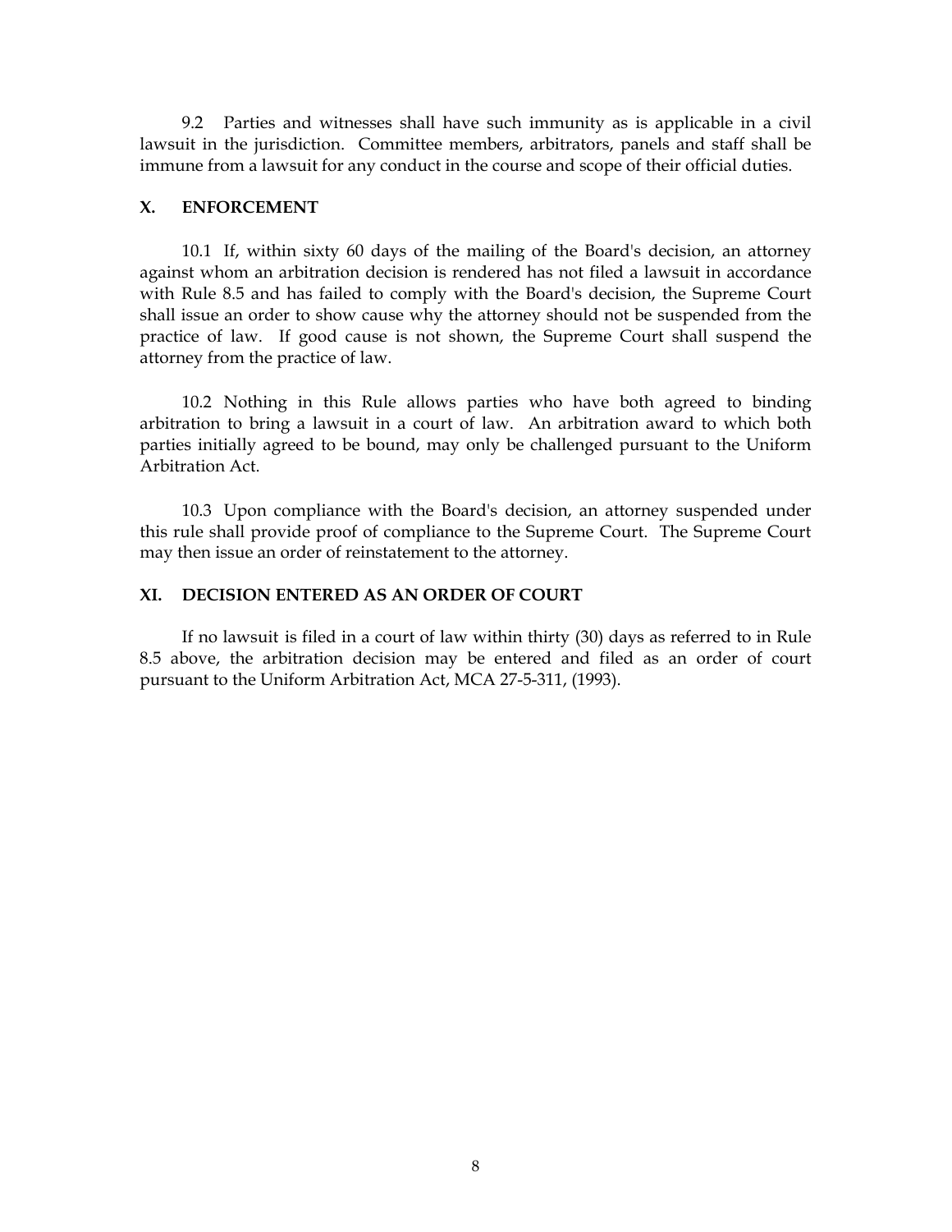9.2 Parties and witnesses shall have such immunity as is applicable in a civil lawsuit in the jurisdiction. Committee members, arbitrators, panels and staff shall be immune from a lawsuit for any conduct in the course and scope of their official duties.

## X. ENFORCEMENT

10.1 If, within sixty 60 days of the mailing of the Board's decision, an attorney against whom an arbitration decision is rendered has not filed a lawsuit in accordance with Rule 8.5 and has failed to comply with the Board's decision, the Supreme Court shall issue an order to show cause why the attorney should not be suspended from the practice of law. If good cause is not shown, the Supreme Court shall suspend the attorney from the practice of law.

10.2 Nothing in this Rule allows parties who have both agreed to binding arbitration to bring a lawsuit in a court of law. An arbitration award to which both parties initially agreed to be bound, may only be challenged pursuant to the Uniform Arbitration Act.

10.3 Upon compliance with the Board's decision, an attorney suspended under this rule shall provide proof of compliance to the Supreme Court. The Supreme Court may then issue an order of reinstatement to the attorney.

## XI. DECISION ENTERED AS AN ORDER OF COURT

If no lawsuit is filed in a court of law within thirty (30) days as referred to in Rule 8.5 above, the arbitration decision may be entered and filed as an order of court pursuant to the Uniform Arbitration Act, MCA 27-5-311, (1993).